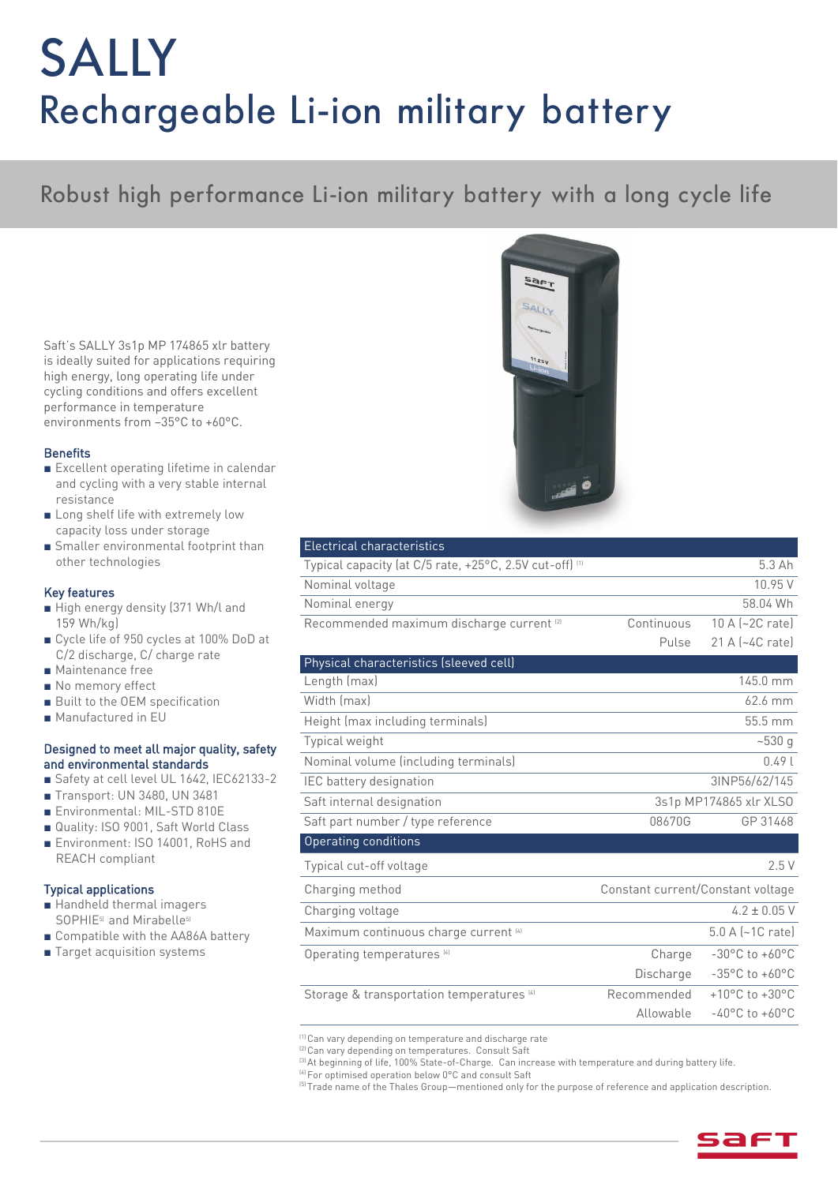# SALLY

## Rechargeable Li-ion military battery

### Robust high performance Li-ion military battery with a long cycle life

Saft's SALLY 3s1p MP 174865 xlr battery is ideally suited for applications requiring high energy, long operating life under cycling conditions and offers excellent performance in temperature environments from –35°C to +60°C.

#### Benefits

- Excellent operating lifetime in calendar and cycling with a very stable internal resistance
- Long shelf life with extremely low capacity loss under storage
- Smaller environmental footprint than other technologies

#### Key features

- High energy density (371 Wh/l and 159 Wh/kg)
- Cycle life of 950 cycles at 100% DoD at C/2 discharge, C/ charge rate
- Maintenance free
- No memory effect
- Built to the OEM specification
- Manufactured in EU

#### Designed to meet all major quality, safety and environmental standards

- Safety at cell level UL 1642, IEC62133-2
- Transport: UN 3480, UN 3481
- Environmental: MIL-STD 810E
- Quality: ISO 9001, Saft World Class
- Environment: ISO 14001, RoHS and REACH compliant

#### Typical applications

- Handheld thermal imagers SOPHIE[5] and Mirabelle[5]
- Compatible with the AA86A battery
- Target acquisition systems

| Electrical characteristics | | |
|---|---|---|
| Typical capacity (at C/5 rate, +25°C, 2.5V cut-off) [1] | | 5.3 Ah |
| Nominal voltage | | 10.95 V |
| Nominal energy | | 58.04 Wh |
| Recommended maximum discharge current [2] | Continuous | 10 A (~2C rate) |
| | Pulse | 21 A (~4C rate) |
| **Physical characteristics (sleeved cell)** | | |
| Length (max) | | 145.0 mm |
| Width (max) | | 62.6 mm |
| Height (max including terminals) | | 55.5 mm |
| Typical weight | | ~530 g |
| Nominal volume (including terminals) | | 0.49 l |
| IEC battery designation | | 3INP56/62/145 |
| Saft internal designation | | 3s1p MP174865 xlr XLSO |
| Saft part number / type reference | 08670G | GP 31468 |
| **Operating conditions** | | |
| Typical cut-off voltage | | 2.5 V |
| Charging method | | Constant current/Constant voltage |
| Charging voltage | | 4.2 ± 0.05 V |
| Maximum continuous charge current [4] | | 5.0 A (~1C rate) |
| Operating temperatures [4] | Charge | -30°C to +60°C |
| | Discharge | -35°C to +60°C |
| Storage & transportation temperatures [4] | Recommended | +10°C to +30°C |
| | Allowable | -40°C to +60°C |

[1] Can vary depending on temperature and discharge rate
[2] Can vary depending on temperatures. Consult Saft
[3] At beginning of life, 100% State-of-Charge. Can increase with temperature and during battery life.
[4] For optimised operation below 0°C and consult Saft
[5] Trade name of the Thales Group—mentioned only for the purpose of reference and application description.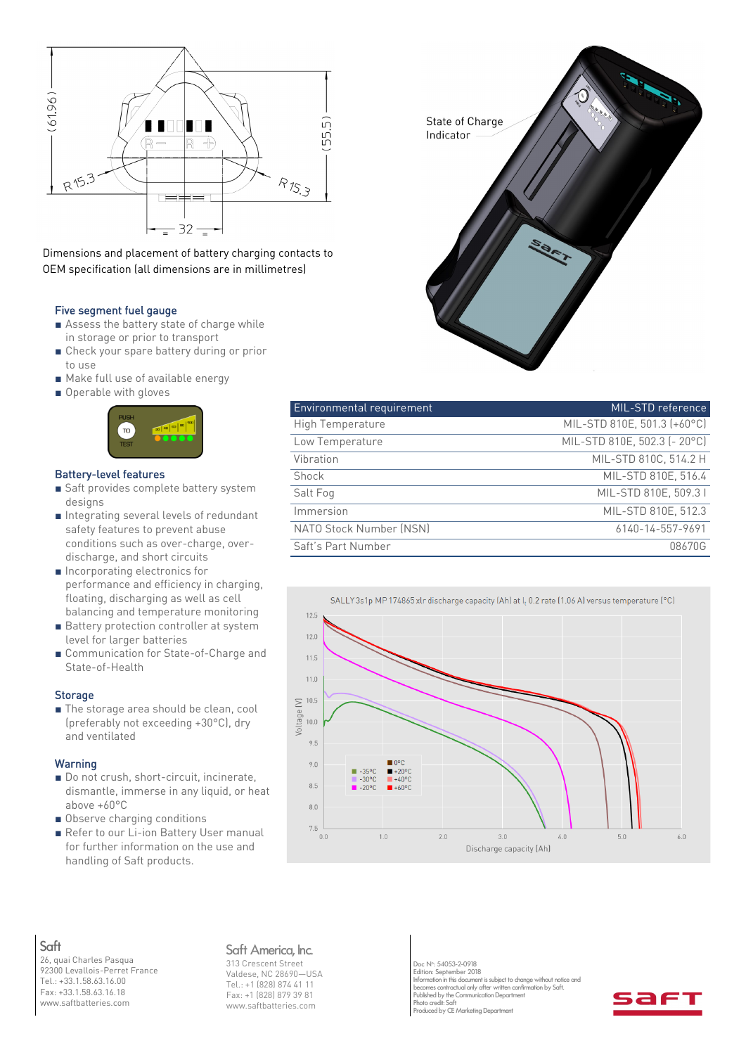(61.96)

(55.5)

R15.3

R15.3

32

Dimensions and placement of battery charging contacts to OEM specification (all dimensions are in millimetres)

State of Charge Indicator

### Five segment fuel gauge

- Assess the battery state of charge while in storage or prior to transport
- Check your spare battery during or prior to use
- Make full use of available energy
- Operable with gloves

PUSH TO TEST

### Battery-level features

- Saft provides complete battery system designs
- Integrating several levels of redundant safety features to prevent abuse conditions such as over-charge, over-discharge, and short circuits
- Incorporating electronics for performance and efficiency in charging, floating, discharging as well as cell balancing and temperature monitoring
- Battery protection controller at system level for larger batteries
- Communication for State-of-Charge and State-of-Health

### Storage

- The storage area should be clean, cool (preferably not exceeding +30°C), dry and ventilated

### Warning

- Do not crush, short-circuit, incinerate, dismantle, immerse in any liquid, or heat above +60°C
- Observe charging conditions
- Refer to our Li-ion Battery User manual for further information on the use and handling of Saft products.

| Environmental requirement | MIL-STD reference |
|---|---|
| High Temperature | MIL-STD 810E, 501.3 (+60°C) |
| Low Temperature | MIL-STD 810E, 502.3 (- 20°C) |
| Vibration | MIL-STD 810C, 514.2 H |
| Shock | MIL-STD 810E, 516.4 |
| Salt Fog | MIL-STD 810E, 509.3 I |
| Immersion | MIL-STD 810E, 512.3 |
| NATO Stock Number (NSN) | 6140-14-557-9691 |
| Saft's Part Number | 08670G |

SALLY 3s1p MP 174865 xlr discharge capacity (Ah) at $I_5$ 0.2 rate (1.06 A) versus temperature (°C)

Voltage (V)

12.5, 12.0, 11.5, 11.0, 10.5, 10.0, 9.5, 9.0, 8.5, 8.0, 7.5

Discharge capacity (Ah)

0.0, 1.0, 2.0, 3.0, 4.0, 5.0, 6.0

-35°C, -30°C, -20°C, 0°C, +20°C, +40°C, +60°C

**Saft**
26, quai Charles Pasqua
92300 Levallois-Perret France
Tel.: +33.1.58.63.16.00
Fax: +33.1.58.63.16.18
www.saftbatteries.com

**Saft America, Inc.**
313 Crescent Street
Valdese, NC 28690—USA
Tel.: +1 (828) 874 41 11
Fax: +1 (828) 879 39 81
www.saftbatteries.com

Doc N°: 54053-2-0918
Edition: September 2018
Information in this document is subject to change without notice and becomes contractual only after written confirmation by Saft.
Published by the Communication Department
Photo credit: Saft
Produced by CE Marketing Department